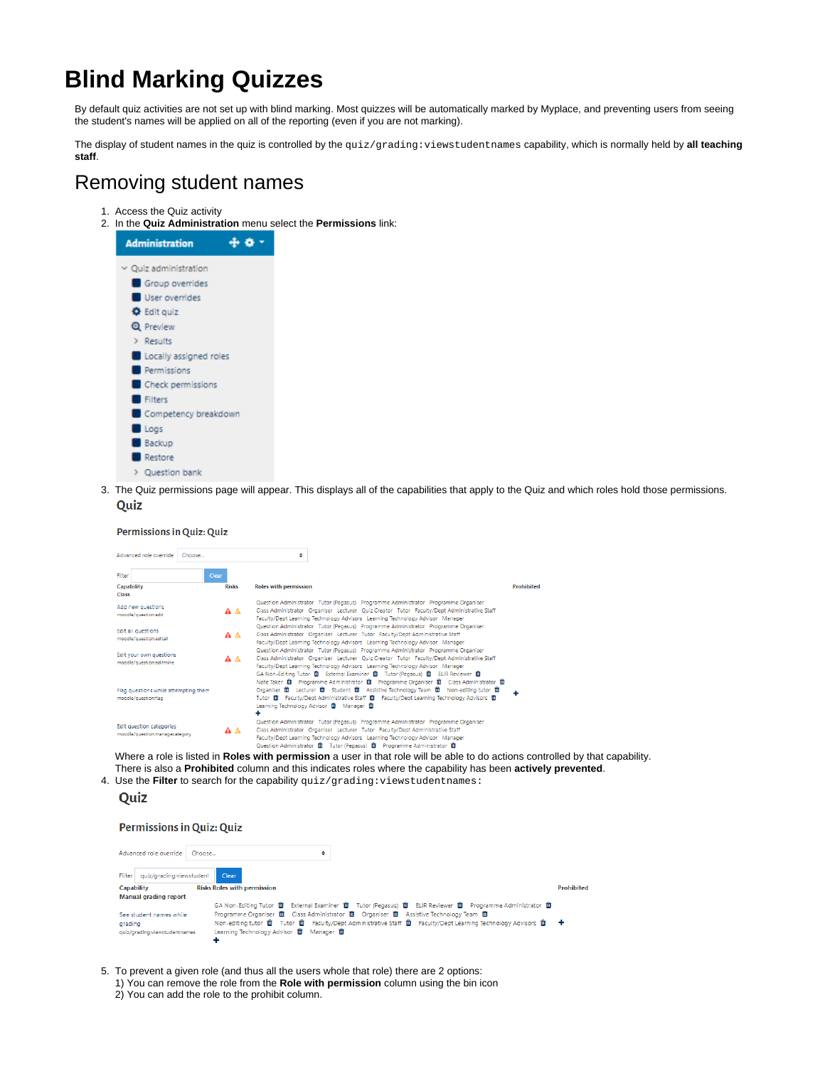# Blind Marking Quizzes

By default quiz activities are not set up with blind marking. Most quizzes will be automatically marked by Myplace, and preventing users from seeing the student's names will be applied on all of the reporting (even if you are not marking).

The display of student names in the quiz is controlled by the `quiz/grading:viewstudentnames` capability, which is normally held by **all teaching staff**.

## Removing student names

1. Access the Quiz activity
2. In the **Quiz Administration** menu select the **Permissions** link:
3. The Quiz permissions page will appear. This displays all of the capabilities that apply to the Quiz and which roles hold those permissions.

   Where a role is listed in **Roles with permission** a user in that role will be able to do actions controlled by that capability. There is also a **Prohibited** column and this indicates roles where the capability has been **actively prevented**.
4. Use the **Filter** to search for the capability `quiz/grading:viewstudentnames`:
5. To prevent a given role (and thus all the users whole that role) there are 2 options:
   1) You can remove the role from the **Role with permission** column using the bin icon
   2) You can add the role to the prohibit column.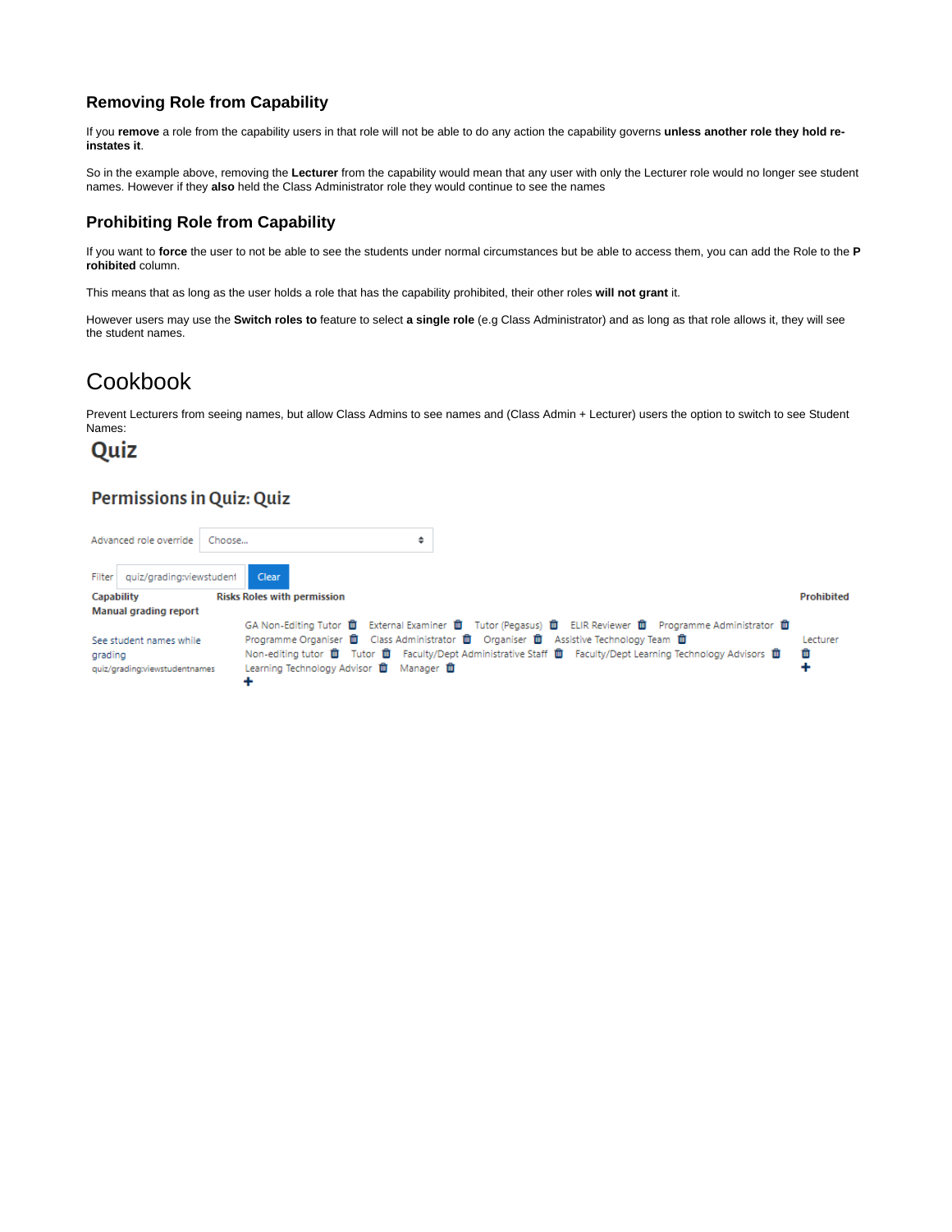## Removing Role from Capability

If you **remove** a role from the capability users in that role will not be able to do any action the capability governs **unless another role they hold re-instates it**.

So in the example above, removing the **Lecturer** from the capability would mean that any user with only the Lecturer role would no longer see student names. However if they **also** held the Class Administrator role they would continue to see the names

## Prohibiting Role from Capability

If you want to **force** the user to not be able to see the students under normal circumstances but be able to access them, you can add the Role to the **Prohibited** column.

This means that as long as the user holds a role that has the capability prohibited, their other roles **will not grant** it.

However users may use the **Switch roles to** feature to select **a single role** (e.g Class Administrator) and as long as that role allows it, they will see the student names.

# Cookbook

Prevent Lecturers from seeing names, but allow Class Admins to see names and (Class Admin + Lecturer) users the option to switch to see Student Names:

# Quiz

## Permissions in Quiz: Quiz

Advanced role override: Choose...

Filter: quiz/grading:viewstudent   Clear

| Capability | Risks | Roles with permission | Prohibited |
|---|---|---|---|
| **Manual grading report** | | | |
| See student names while grading quiz/grading:viewstudentnames | | GA Non-Editing Tutor, External Examiner, Tutor (Pegasus), ELIR Reviewer, Programme Administrator, Programme Organiser, Class Administrator, Organiser, Assistive Technology Team, Non-editing tutor, Tutor, Faculty/Dept Administrative Staff, Faculty/Dept Learning Technology Advisors, Learning Technology Advisor, Manager + | Lecturer + |